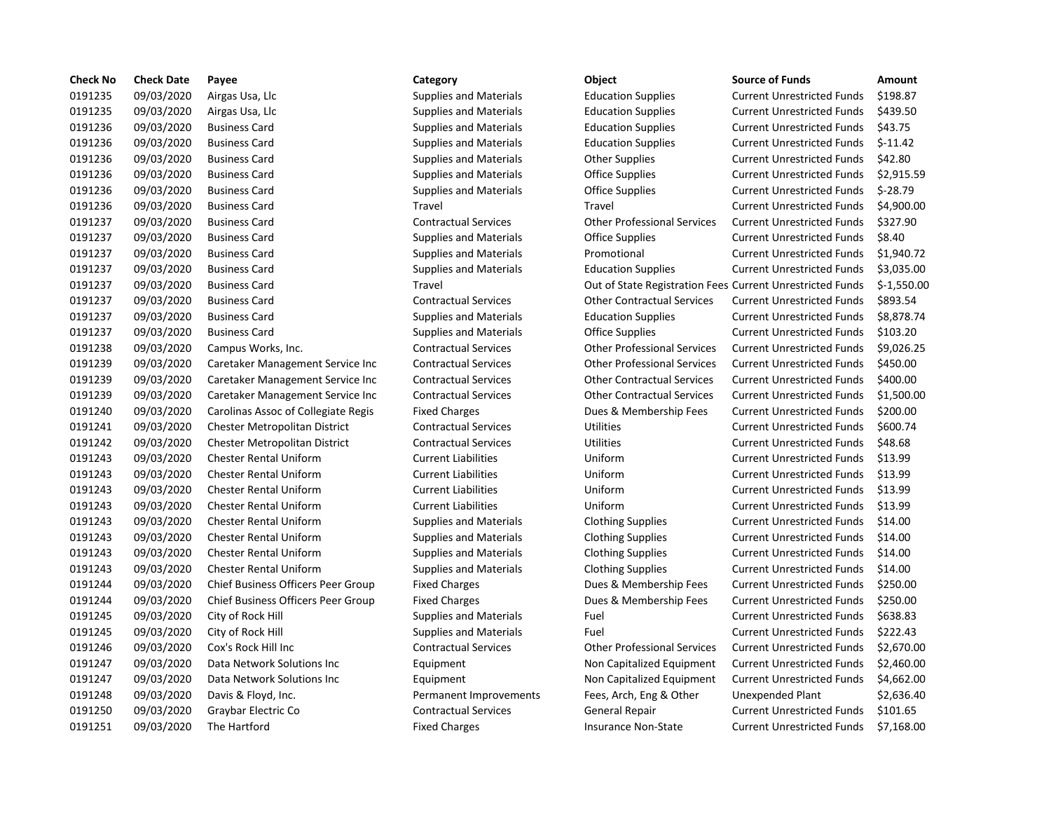| Check No | Check Date | Payee | Category | Object | Source of Funds | Amount |
|---|---|---|---|---|---|---|
| 0191235 | 09/03/2020 | Airgas Usa, Llc | Supplies and Materials | Education Supplies | Current Unrestricted Funds | $198.87 |
| 0191235 | 09/03/2020 | Airgas Usa, Llc | Supplies and Materials | Education Supplies | Current Unrestricted Funds | $439.50 |
| 0191236 | 09/03/2020 | Business Card | Supplies and Materials | Education Supplies | Current Unrestricted Funds | $43.75 |
| 0191236 | 09/03/2020 | Business Card | Supplies and Materials | Education Supplies | Current Unrestricted Funds | $-11.42 |
| 0191236 | 09/03/2020 | Business Card | Supplies and Materials | Other Supplies | Current Unrestricted Funds | $42.80 |
| 0191236 | 09/03/2020 | Business Card | Supplies and Materials | Office Supplies | Current Unrestricted Funds | $2,915.59 |
| 0191236 | 09/03/2020 | Business Card | Supplies and Materials | Office Supplies | Current Unrestricted Funds | $-28.79 |
| 0191236 | 09/03/2020 | Business Card | Travel | Travel | Current Unrestricted Funds | $4,900.00 |
| 0191237 | 09/03/2020 | Business Card | Contractual Services | Other Professional Services | Current Unrestricted Funds | $327.90 |
| 0191237 | 09/03/2020 | Business Card | Supplies and Materials | Office Supplies | Current Unrestricted Funds | $8.40 |
| 0191237 | 09/03/2020 | Business Card | Supplies and Materials | Promotional | Current Unrestricted Funds | $1,940.72 |
| 0191237 | 09/03/2020 | Business Card | Supplies and Materials | Education Supplies | Current Unrestricted Funds | $3,035.00 |
| 0191237 | 09/03/2020 | Business Card | Travel | Out of State Registration Fees | Current Unrestricted Funds | $-1,550.00 |
| 0191237 | 09/03/2020 | Business Card | Contractual Services | Other Contractual Services | Current Unrestricted Funds | $893.54 |
| 0191237 | 09/03/2020 | Business Card | Supplies and Materials | Education Supplies | Current Unrestricted Funds | $8,878.74 |
| 0191237 | 09/03/2020 | Business Card | Supplies and Materials | Office Supplies | Current Unrestricted Funds | $103.20 |
| 0191238 | 09/03/2020 | Campus Works, Inc. | Contractual Services | Other Professional Services | Current Unrestricted Funds | $9,026.25 |
| 0191239 | 09/03/2020 | Caretaker Management Service Inc | Contractual Services | Other Professional Services | Current Unrestricted Funds | $450.00 |
| 0191239 | 09/03/2020 | Caretaker Management Service Inc | Contractual Services | Other Contractual Services | Current Unrestricted Funds | $400.00 |
| 0191239 | 09/03/2020 | Caretaker Management Service Inc | Contractual Services | Other Contractual Services | Current Unrestricted Funds | $1,500.00 |
| 0191240 | 09/03/2020 | Carolinas Assoc of Collegiate Regis | Fixed Charges | Dues & Membership Fees | Current Unrestricted Funds | $200.00 |
| 0191241 | 09/03/2020 | Chester Metropolitan District | Contractual Services | Utilities | Current Unrestricted Funds | $600.74 |
| 0191242 | 09/03/2020 | Chester Metropolitan District | Contractual Services | Utilities | Current Unrestricted Funds | $48.68 |
| 0191243 | 09/03/2020 | Chester Rental Uniform | Current Liabilities | Uniform | Current Unrestricted Funds | $13.99 |
| 0191243 | 09/03/2020 | Chester Rental Uniform | Current Liabilities | Uniform | Current Unrestricted Funds | $13.99 |
| 0191243 | 09/03/2020 | Chester Rental Uniform | Current Liabilities | Uniform | Current Unrestricted Funds | $13.99 |
| 0191243 | 09/03/2020 | Chester Rental Uniform | Current Liabilities | Uniform | Current Unrestricted Funds | $13.99 |
| 0191243 | 09/03/2020 | Chester Rental Uniform | Supplies and Materials | Clothing Supplies | Current Unrestricted Funds | $14.00 |
| 0191243 | 09/03/2020 | Chester Rental Uniform | Supplies and Materials | Clothing Supplies | Current Unrestricted Funds | $14.00 |
| 0191243 | 09/03/2020 | Chester Rental Uniform | Supplies and Materials | Clothing Supplies | Current Unrestricted Funds | $14.00 |
| 0191243 | 09/03/2020 | Chester Rental Uniform | Supplies and Materials | Clothing Supplies | Current Unrestricted Funds | $14.00 |
| 0191244 | 09/03/2020 | Chief Business Officers Peer Group | Fixed Charges | Dues & Membership Fees | Current Unrestricted Funds | $250.00 |
| 0191244 | 09/03/2020 | Chief Business Officers Peer Group | Fixed Charges | Dues & Membership Fees | Current Unrestricted Funds | $250.00 |
| 0191245 | 09/03/2020 | City of Rock Hill | Supplies and Materials | Fuel | Current Unrestricted Funds | $638.83 |
| 0191245 | 09/03/2020 | City of Rock Hill | Supplies and Materials | Fuel | Current Unrestricted Funds | $222.43 |
| 0191246 | 09/03/2020 | Cox's Rock Hill Inc | Contractual Services | Other Professional Services | Current Unrestricted Funds | $2,670.00 |
| 0191247 | 09/03/2020 | Data Network Solutions Inc | Equipment | Non Capitalized Equipment | Current Unrestricted Funds | $2,460.00 |
| 0191247 | 09/03/2020 | Data Network Solutions Inc | Equipment | Non Capitalized Equipment | Current Unrestricted Funds | $4,662.00 |
| 0191248 | 09/03/2020 | Davis & Floyd, Inc. | Permanent Improvements | Fees, Arch, Eng & Other | Unexpended Plant | $2,636.40 |
| 0191250 | 09/03/2020 | Graybar Electric Co | Contractual Services | General Repair | Current Unrestricted Funds | $101.65 |
| 0191251 | 09/03/2020 | The Hartford | Fixed Charges | Insurance Non-State | Current Unrestricted Funds | $7,168.00 |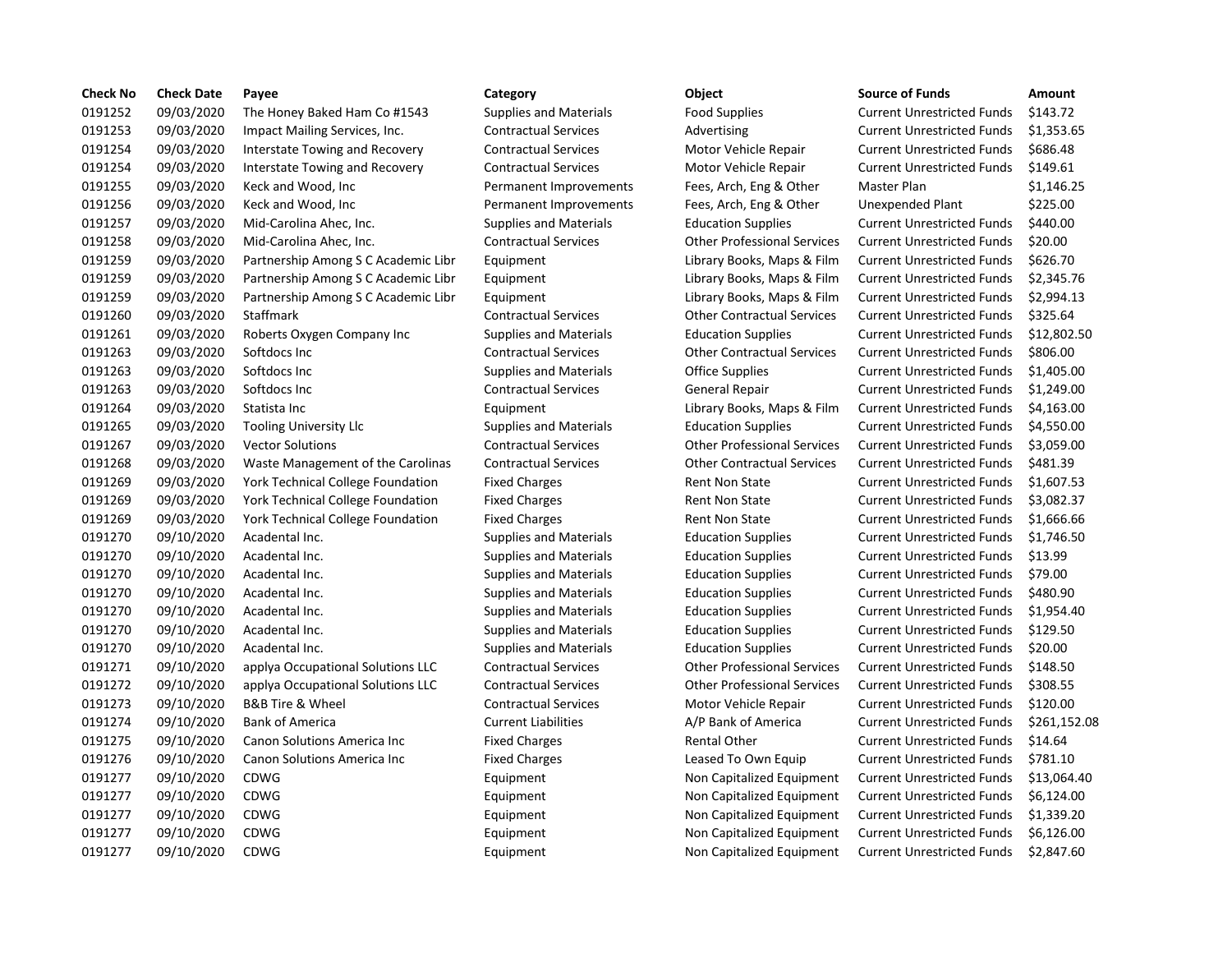| Check No | Check Date | Payee | Category | Object | Source of Funds | Amount |
|---|---|---|---|---|---|---|
| 0191252 | 09/03/2020 | The Honey Baked Ham Co #1543 | Supplies and Materials | Food Supplies | Current Unrestricted Funds | $143.72 |
| 0191253 | 09/03/2020 | Impact Mailing Services, Inc. | Contractual Services | Advertising | Current Unrestricted Funds | $1,353.65 |
| 0191254 | 09/03/2020 | Interstate Towing and Recovery | Contractual Services | Motor Vehicle Repair | Current Unrestricted Funds | $686.48 |
| 0191254 | 09/03/2020 | Interstate Towing and Recovery | Contractual Services | Motor Vehicle Repair | Current Unrestricted Funds | $149.61 |
| 0191255 | 09/03/2020 | Keck and Wood, Inc | Permanent Improvements | Fees, Arch, Eng & Other | Master Plan | $1,146.25 |
| 0191256 | 09/03/2020 | Keck and Wood, Inc | Permanent Improvements | Fees, Arch, Eng & Other | Unexpended Plant | $225.00 |
| 0191257 | 09/03/2020 | Mid-Carolina Ahec, Inc. | Supplies and Materials | Education Supplies | Current Unrestricted Funds | $440.00 |
| 0191258 | 09/03/2020 | Mid-Carolina Ahec, Inc. | Contractual Services | Other Professional Services | Current Unrestricted Funds | $20.00 |
| 0191259 | 09/03/2020 | Partnership Among S C Academic Libr | Equipment | Library Books, Maps & Film | Current Unrestricted Funds | $626.70 |
| 0191259 | 09/03/2020 | Partnership Among S C Academic Libr | Equipment | Library Books, Maps & Film | Current Unrestricted Funds | $2,345.76 |
| 0191259 | 09/03/2020 | Partnership Among S C Academic Libr | Equipment | Library Books, Maps & Film | Current Unrestricted Funds | $2,994.13 |
| 0191260 | 09/03/2020 | Staffmark | Contractual Services | Other Contractual Services | Current Unrestricted Funds | $325.64 |
| 0191261 | 09/03/2020 | Roberts Oxygen Company Inc | Supplies and Materials | Education Supplies | Current Unrestricted Funds | $12,802.50 |
| 0191263 | 09/03/2020 | Softdocs Inc | Contractual Services | Other Contractual Services | Current Unrestricted Funds | $806.00 |
| 0191263 | 09/03/2020 | Softdocs Inc | Supplies and Materials | Office Supplies | Current Unrestricted Funds | $1,405.00 |
| 0191263 | 09/03/2020 | Softdocs Inc | Contractual Services | General Repair | Current Unrestricted Funds | $1,249.00 |
| 0191264 | 09/03/2020 | Statista Inc | Equipment | Library Books, Maps & Film | Current Unrestricted Funds | $4,163.00 |
| 0191265 | 09/03/2020 | Tooling University Llc | Supplies and Materials | Education Supplies | Current Unrestricted Funds | $4,550.00 |
| 0191267 | 09/03/2020 | Vector Solutions | Contractual Services | Other Professional Services | Current Unrestricted Funds | $3,059.00 |
| 0191268 | 09/03/2020 | Waste Management of the Carolinas | Contractual Services | Other Contractual Services | Current Unrestricted Funds | $481.39 |
| 0191269 | 09/03/2020 | York Technical College Foundation | Fixed Charges | Rent Non State | Current Unrestricted Funds | $1,607.53 |
| 0191269 | 09/03/2020 | York Technical College Foundation | Fixed Charges | Rent Non State | Current Unrestricted Funds | $3,082.37 |
| 0191269 | 09/03/2020 | York Technical College Foundation | Fixed Charges | Rent Non State | Current Unrestricted Funds | $1,666.66 |
| 0191270 | 09/10/2020 | Acadental Inc. | Supplies and Materials | Education Supplies | Current Unrestricted Funds | $1,746.50 |
| 0191270 | 09/10/2020 | Acadental Inc. | Supplies and Materials | Education Supplies | Current Unrestricted Funds | $13.99 |
| 0191270 | 09/10/2020 | Acadental Inc. | Supplies and Materials | Education Supplies | Current Unrestricted Funds | $79.00 |
| 0191270 | 09/10/2020 | Acadental Inc. | Supplies and Materials | Education Supplies | Current Unrestricted Funds | $480.90 |
| 0191270 | 09/10/2020 | Acadental Inc. | Supplies and Materials | Education Supplies | Current Unrestricted Funds | $1,954.40 |
| 0191270 | 09/10/2020 | Acadental Inc. | Supplies and Materials | Education Supplies | Current Unrestricted Funds | $129.50 |
| 0191270 | 09/10/2020 | Acadental Inc. | Supplies and Materials | Education Supplies | Current Unrestricted Funds | $20.00 |
| 0191271 | 09/10/2020 | applya Occupational Solutions LLC | Contractual Services | Other Professional Services | Current Unrestricted Funds | $148.50 |
| 0191272 | 09/10/2020 | applya Occupational Solutions LLC | Contractual Services | Other Professional Services | Current Unrestricted Funds | $308.55 |
| 0191273 | 09/10/2020 | B&B Tire & Wheel | Contractual Services | Motor Vehicle Repair | Current Unrestricted Funds | $120.00 |
| 0191274 | 09/10/2020 | Bank of America | Current Liabilities | A/P Bank of America | Current Unrestricted Funds | $261,152.08 |
| 0191275 | 09/10/2020 | Canon Solutions America Inc | Fixed Charges | Rental Other | Current Unrestricted Funds | $14.64 |
| 0191276 | 09/10/2020 | Canon Solutions America Inc | Fixed Charges | Leased To Own Equip | Current Unrestricted Funds | $781.10 |
| 0191277 | 09/10/2020 | CDWG | Equipment | Non Capitalized Equipment | Current Unrestricted Funds | $13,064.40 |
| 0191277 | 09/10/2020 | CDWG | Equipment | Non Capitalized Equipment | Current Unrestricted Funds | $6,124.00 |
| 0191277 | 09/10/2020 | CDWG | Equipment | Non Capitalized Equipment | Current Unrestricted Funds | $1,339.20 |
| 0191277 | 09/10/2020 | CDWG | Equipment | Non Capitalized Equipment | Current Unrestricted Funds | $6,126.00 |
| 0191277 | 09/10/2020 | CDWG | Equipment | Non Capitalized Equipment | Current Unrestricted Funds | $2,847.60 |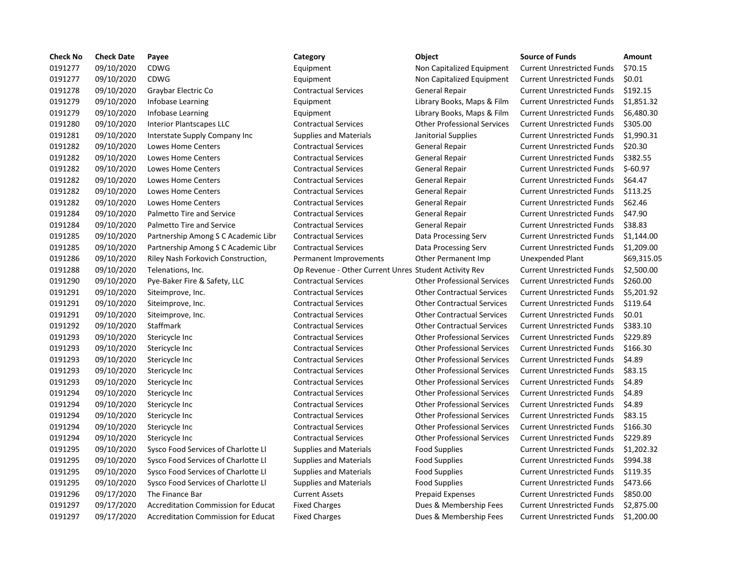| Check No | Check Date | Payee | Category | Object | Source of Funds | Amount |
|---|---|---|---|---|---|---|
| 0191277 | 09/10/2020 | CDWG | Equipment | Non Capitalized Equipment | Current Unrestricted Funds | $70.15 |
| 0191277 | 09/10/2020 | CDWG | Equipment | Non Capitalized Equipment | Current Unrestricted Funds | $0.01 |
| 0191278 | 09/10/2020 | Graybar Electric Co | Contractual Services | General Repair | Current Unrestricted Funds | $192.15 |
| 0191279 | 09/10/2020 | Infobase Learning | Equipment | Library Books, Maps & Film | Current Unrestricted Funds | $1,851.32 |
| 0191279 | 09/10/2020 | Infobase Learning | Equipment | Library Books, Maps & Film | Current Unrestricted Funds | $6,480.30 |
| 0191280 | 09/10/2020 | Interior Plantscapes LLC | Contractual Services | Other Professional Services | Current Unrestricted Funds | $305.00 |
| 0191281 | 09/10/2020 | Interstate Supply Company Inc | Supplies and Materials | Janitorial Supplies | Current Unrestricted Funds | $1,990.31 |
| 0191282 | 09/10/2020 | Lowes Home Centers | Contractual Services | General Repair | Current Unrestricted Funds | $20.30 |
| 0191282 | 09/10/2020 | Lowes Home Centers | Contractual Services | General Repair | Current Unrestricted Funds | $382.55 |
| 0191282 | 09/10/2020 | Lowes Home Centers | Contractual Services | General Repair | Current Unrestricted Funds | $-60.97 |
| 0191282 | 09/10/2020 | Lowes Home Centers | Contractual Services | General Repair | Current Unrestricted Funds | $64.47 |
| 0191282 | 09/10/2020 | Lowes Home Centers | Contractual Services | General Repair | Current Unrestricted Funds | $113.25 |
| 0191282 | 09/10/2020 | Lowes Home Centers | Contractual Services | General Repair | Current Unrestricted Funds | $62.46 |
| 0191284 | 09/10/2020 | Palmetto Tire and Service | Contractual Services | General Repair | Current Unrestricted Funds | $47.90 |
| 0191284 | 09/10/2020 | Palmetto Tire and Service | Contractual Services | General Repair | Current Unrestricted Funds | $38.83 |
| 0191285 | 09/10/2020 | Partnership Among S C Academic Libr | Contractual Services | Data Processing Serv | Current Unrestricted Funds | $1,144.00 |
| 0191285 | 09/10/2020 | Partnership Among S C Academic Libr | Contractual Services | Data Processing Serv | Current Unrestricted Funds | $1,209.00 |
| 0191286 | 09/10/2020 | Riley Nash Forkovich Construction, | Permanent Improvements | Other Permanent Imp | Unexpended Plant | $69,315.05 |
| 0191288 | 09/10/2020 | Telenations, Inc. | Op Revenue - Other Current Unres | Student Activity Rev | Current Unrestricted Funds | $2,500.00 |
| 0191290 | 09/10/2020 | Pye-Baker Fire & Safety, LLC | Contractual Services | Other Professional Services | Current Unrestricted Funds | $260.00 |
| 0191291 | 09/10/2020 | Siteimprove, Inc. | Contractual Services | Other Contractual Services | Current Unrestricted Funds | $5,201.92 |
| 0191291 | 09/10/2020 | Siteimprove, Inc. | Contractual Services | Other Contractual Services | Current Unrestricted Funds | $119.64 |
| 0191291 | 09/10/2020 | Siteimprove, Inc. | Contractual Services | Other Contractual Services | Current Unrestricted Funds | $0.01 |
| 0191292 | 09/10/2020 | Staffmark | Contractual Services | Other Contractual Services | Current Unrestricted Funds | $383.10 |
| 0191293 | 09/10/2020 | Stericycle Inc | Contractual Services | Other Professional Services | Current Unrestricted Funds | $229.89 |
| 0191293 | 09/10/2020 | Stericycle Inc | Contractual Services | Other Professional Services | Current Unrestricted Funds | $166.30 |
| 0191293 | 09/10/2020 | Stericycle Inc | Contractual Services | Other Professional Services | Current Unrestricted Funds | $4.89 |
| 0191293 | 09/10/2020 | Stericycle Inc | Contractual Services | Other Professional Services | Current Unrestricted Funds | $83.15 |
| 0191293 | 09/10/2020 | Stericycle Inc | Contractual Services | Other Professional Services | Current Unrestricted Funds | $4.89 |
| 0191294 | 09/10/2020 | Stericycle Inc | Contractual Services | Other Professional Services | Current Unrestricted Funds | $4.89 |
| 0191294 | 09/10/2020 | Stericycle Inc | Contractual Services | Other Professional Services | Current Unrestricted Funds | $4.89 |
| 0191294 | 09/10/2020 | Stericycle Inc | Contractual Services | Other Professional Services | Current Unrestricted Funds | $83.15 |
| 0191294 | 09/10/2020 | Stericycle Inc | Contractual Services | Other Professional Services | Current Unrestricted Funds | $166.30 |
| 0191294 | 09/10/2020 | Stericycle Inc | Contractual Services | Other Professional Services | Current Unrestricted Funds | $229.89 |
| 0191295 | 09/10/2020 | Sysco Food Services of Charlotte Ll | Supplies and Materials | Food Supplies | Current Unrestricted Funds | $1,202.32 |
| 0191295 | 09/10/2020 | Sysco Food Services of Charlotte Ll | Supplies and Materials | Food Supplies | Current Unrestricted Funds | $994.38 |
| 0191295 | 09/10/2020 | Sysco Food Services of Charlotte Ll | Supplies and Materials | Food Supplies | Current Unrestricted Funds | $119.35 |
| 0191295 | 09/10/2020 | Sysco Food Services of Charlotte Ll | Supplies and Materials | Food Supplies | Current Unrestricted Funds | $473.66 |
| 0191296 | 09/17/2020 | The Finance Bar | Current Assets | Prepaid Expenses | Current Unrestricted Funds | $850.00 |
| 0191297 | 09/17/2020 | Accreditation Commission for Educat | Fixed Charges | Dues & Membership Fees | Current Unrestricted Funds | $2,875.00 |
| 0191297 | 09/17/2020 | Accreditation Commission for Educat | Fixed Charges | Dues & Membership Fees | Current Unrestricted Funds | $1,200.00 |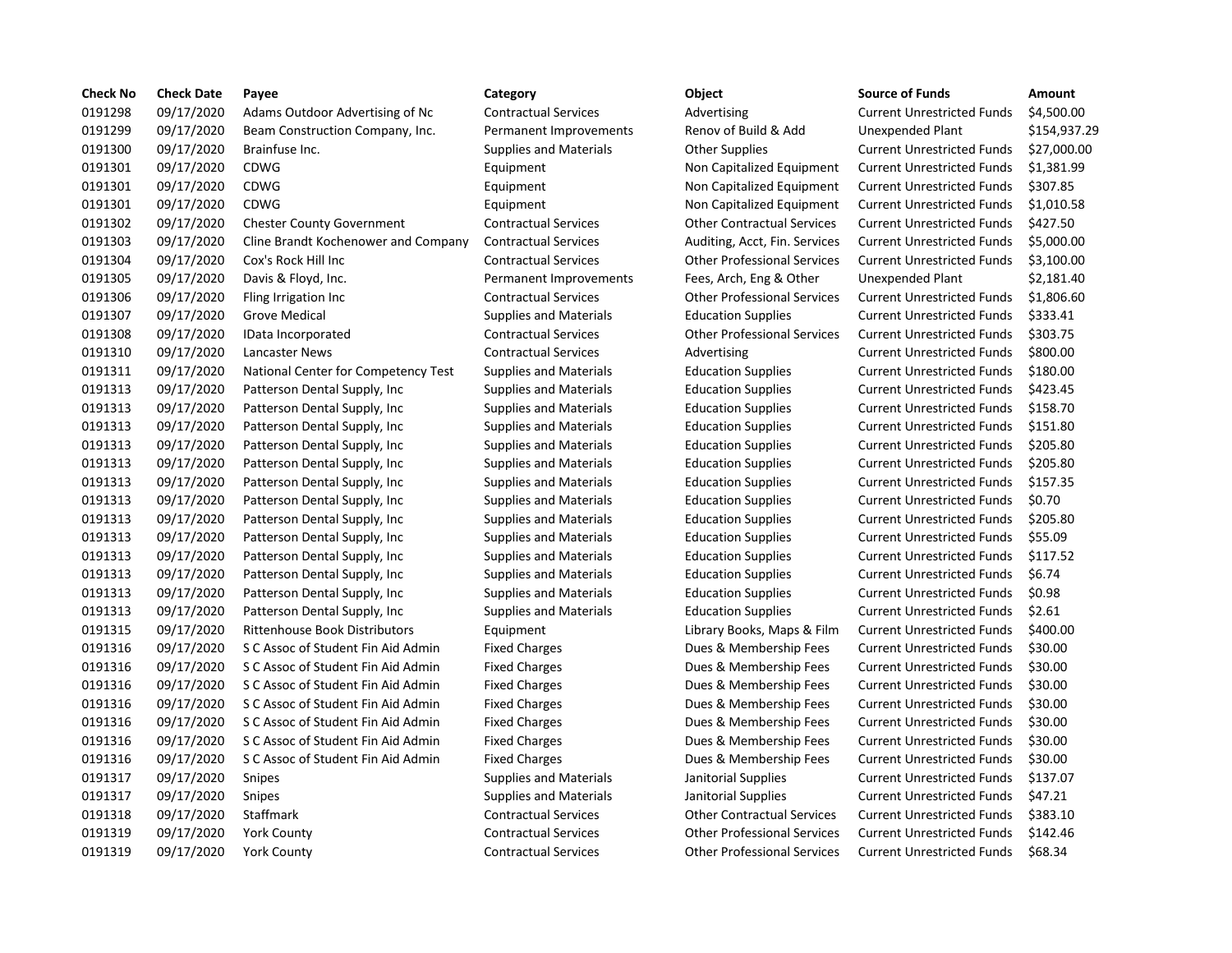| Check No | Check Date | Payee | Category | Object | Source of Funds | Amount |
|---|---|---|---|---|---|---|
| 0191298 | 09/17/2020 | Adams Outdoor Advertising of Nc | Contractual Services | Advertising | Current Unrestricted Funds | $4,500.00 |
| 0191299 | 09/17/2020 | Beam Construction Company, Inc. | Permanent Improvements | Renov of Build & Add | Unexpended Plant | $154,937.29 |
| 0191300 | 09/17/2020 | Brainfuse Inc. | Supplies and Materials | Other Supplies | Current Unrestricted Funds | $27,000.00 |
| 0191301 | 09/17/2020 | CDWG | Equipment | Non Capitalized Equipment | Current Unrestricted Funds | $1,381.99 |
| 0191301 | 09/17/2020 | CDWG | Equipment | Non Capitalized Equipment | Current Unrestricted Funds | $307.85 |
| 0191301 | 09/17/2020 | CDWG | Equipment | Non Capitalized Equipment | Current Unrestricted Funds | $1,010.58 |
| 0191302 | 09/17/2020 | Chester County Government | Contractual Services | Other Contractual Services | Current Unrestricted Funds | $427.50 |
| 0191303 | 09/17/2020 | Cline Brandt Kochenower and Company | Contractual Services | Auditing, Acct, Fin. Services | Current Unrestricted Funds | $5,000.00 |
| 0191304 | 09/17/2020 | Cox's Rock Hill Inc | Contractual Services | Other Professional Services | Current Unrestricted Funds | $3,100.00 |
| 0191305 | 09/17/2020 | Davis & Floyd, Inc. | Permanent Improvements | Fees, Arch, Eng & Other | Unexpended Plant | $2,181.40 |
| 0191306 | 09/17/2020 | Fling Irrigation Inc | Contractual Services | Other Professional Services | Current Unrestricted Funds | $1,806.60 |
| 0191307 | 09/17/2020 | Grove Medical | Supplies and Materials | Education Supplies | Current Unrestricted Funds | $333.41 |
| 0191308 | 09/17/2020 | IData Incorporated | Contractual Services | Other Professional Services | Current Unrestricted Funds | $303.75 |
| 0191310 | 09/17/2020 | Lancaster News | Contractual Services | Advertising | Current Unrestricted Funds | $800.00 |
| 0191311 | 09/17/2020 | National Center for Competency Test | Supplies and Materials | Education Supplies | Current Unrestricted Funds | $180.00 |
| 0191313 | 09/17/2020 | Patterson Dental Supply, Inc | Supplies and Materials | Education Supplies | Current Unrestricted Funds | $423.45 |
| 0191313 | 09/17/2020 | Patterson Dental Supply, Inc | Supplies and Materials | Education Supplies | Current Unrestricted Funds | $158.70 |
| 0191313 | 09/17/2020 | Patterson Dental Supply, Inc | Supplies and Materials | Education Supplies | Current Unrestricted Funds | $151.80 |
| 0191313 | 09/17/2020 | Patterson Dental Supply, Inc | Supplies and Materials | Education Supplies | Current Unrestricted Funds | $205.80 |
| 0191313 | 09/17/2020 | Patterson Dental Supply, Inc | Supplies and Materials | Education Supplies | Current Unrestricted Funds | $205.80 |
| 0191313 | 09/17/2020 | Patterson Dental Supply, Inc | Supplies and Materials | Education Supplies | Current Unrestricted Funds | $157.35 |
| 0191313 | 09/17/2020 | Patterson Dental Supply, Inc | Supplies and Materials | Education Supplies | Current Unrestricted Funds | $0.70 |
| 0191313 | 09/17/2020 | Patterson Dental Supply, Inc | Supplies and Materials | Education Supplies | Current Unrestricted Funds | $205.80 |
| 0191313 | 09/17/2020 | Patterson Dental Supply, Inc | Supplies and Materials | Education Supplies | Current Unrestricted Funds | $55.09 |
| 0191313 | 09/17/2020 | Patterson Dental Supply, Inc | Supplies and Materials | Education Supplies | Current Unrestricted Funds | $117.52 |
| 0191313 | 09/17/2020 | Patterson Dental Supply, Inc | Supplies and Materials | Education Supplies | Current Unrestricted Funds | $6.74 |
| 0191313 | 09/17/2020 | Patterson Dental Supply, Inc | Supplies and Materials | Education Supplies | Current Unrestricted Funds | $0.98 |
| 0191313 | 09/17/2020 | Patterson Dental Supply, Inc | Supplies and Materials | Education Supplies | Current Unrestricted Funds | $2.61 |
| 0191315 | 09/17/2020 | Rittenhouse Book Distributors | Equipment | Library Books, Maps & Film | Current Unrestricted Funds | $400.00 |
| 0191316 | 09/17/2020 | S C Assoc of Student Fin Aid Admin | Fixed Charges | Dues & Membership Fees | Current Unrestricted Funds | $30.00 |
| 0191316 | 09/17/2020 | S C Assoc of Student Fin Aid Admin | Fixed Charges | Dues & Membership Fees | Current Unrestricted Funds | $30.00 |
| 0191316 | 09/17/2020 | S C Assoc of Student Fin Aid Admin | Fixed Charges | Dues & Membership Fees | Current Unrestricted Funds | $30.00 |
| 0191316 | 09/17/2020 | S C Assoc of Student Fin Aid Admin | Fixed Charges | Dues & Membership Fees | Current Unrestricted Funds | $30.00 |
| 0191316 | 09/17/2020 | S C Assoc of Student Fin Aid Admin | Fixed Charges | Dues & Membership Fees | Current Unrestricted Funds | $30.00 |
| 0191316 | 09/17/2020 | S C Assoc of Student Fin Aid Admin | Fixed Charges | Dues & Membership Fees | Current Unrestricted Funds | $30.00 |
| 0191316 | 09/17/2020 | S C Assoc of Student Fin Aid Admin | Fixed Charges | Dues & Membership Fees | Current Unrestricted Funds | $30.00 |
| 0191317 | 09/17/2020 | Snipes | Supplies and Materials | Janitorial Supplies | Current Unrestricted Funds | $137.07 |
| 0191317 | 09/17/2020 | Snipes | Supplies and Materials | Janitorial Supplies | Current Unrestricted Funds | $47.21 |
| 0191318 | 09/17/2020 | Staffmark | Contractual Services | Other Contractual Services | Current Unrestricted Funds | $383.10 |
| 0191319 | 09/17/2020 | York County | Contractual Services | Other Professional Services | Current Unrestricted Funds | $142.46 |
| 0191319 | 09/17/2020 | York County | Contractual Services | Other Professional Services | Current Unrestricted Funds | $68.34 |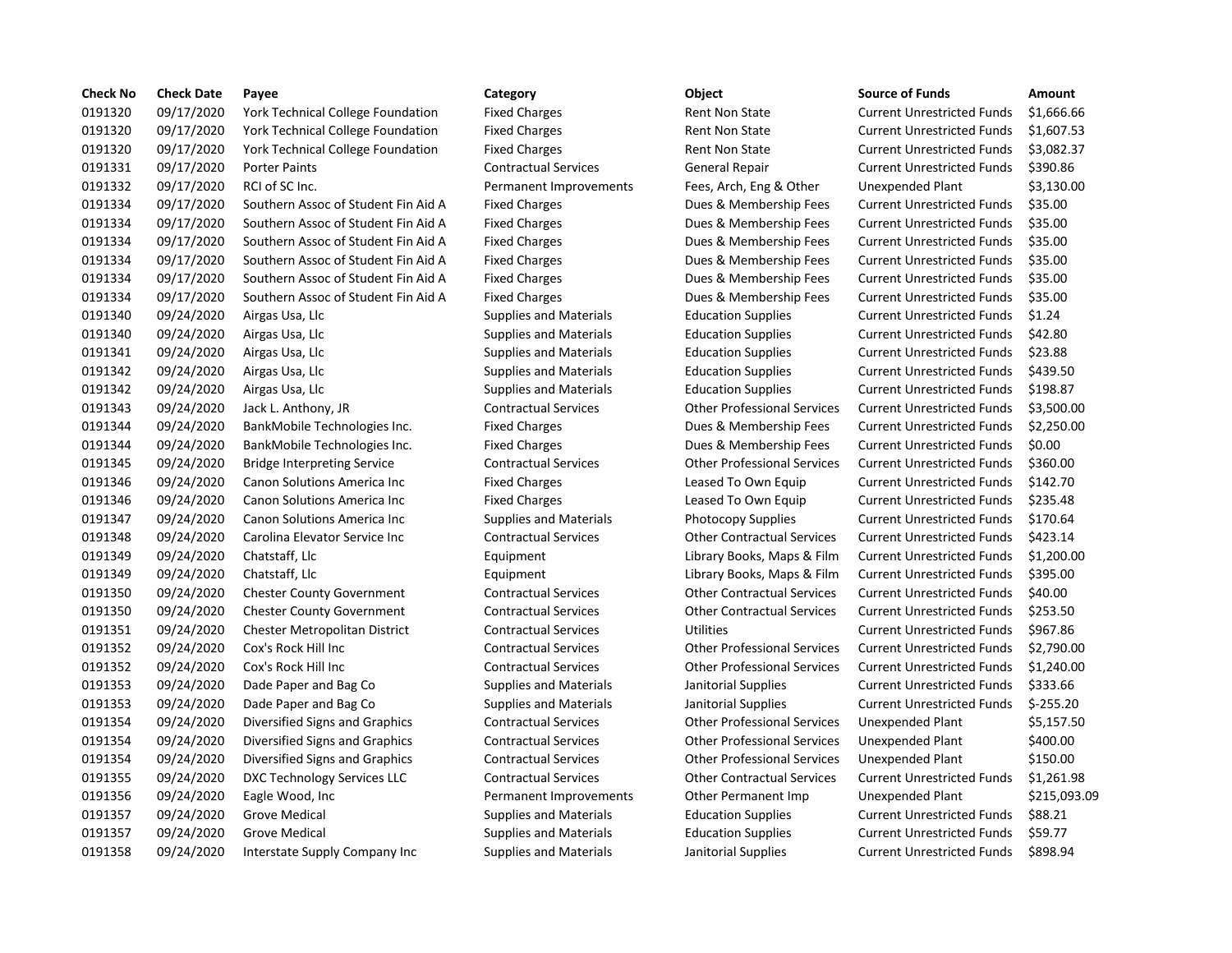| Check No | Check Date | Payee | Category | Object | Source of Funds | Amount |
|---|---|---|---|---|---|---|
| 0191320 | 09/17/2020 | York Technical College Foundation | Fixed Charges | Rent Non State | Current Unrestricted Funds | $1,666.66 |
| 0191320 | 09/17/2020 | York Technical College Foundation | Fixed Charges | Rent Non State | Current Unrestricted Funds | $1,607.53 |
| 0191320 | 09/17/2020 | York Technical College Foundation | Fixed Charges | Rent Non State | Current Unrestricted Funds | $3,082.37 |
| 0191331 | 09/17/2020 | Porter Paints | Contractual Services | General Repair | Current Unrestricted Funds | $390.86 |
| 0191332 | 09/17/2020 | RCI of SC Inc. | Permanent Improvements | Fees, Arch, Eng & Other | Unexpended Plant | $3,130.00 |
| 0191334 | 09/17/2020 | Southern Assoc of Student Fin Aid A | Fixed Charges | Dues & Membership Fees | Current Unrestricted Funds | $35.00 |
| 0191334 | 09/17/2020 | Southern Assoc of Student Fin Aid A | Fixed Charges | Dues & Membership Fees | Current Unrestricted Funds | $35.00 |
| 0191334 | 09/17/2020 | Southern Assoc of Student Fin Aid A | Fixed Charges | Dues & Membership Fees | Current Unrestricted Funds | $35.00 |
| 0191334 | 09/17/2020 | Southern Assoc of Student Fin Aid A | Fixed Charges | Dues & Membership Fees | Current Unrestricted Funds | $35.00 |
| 0191334 | 09/17/2020 | Southern Assoc of Student Fin Aid A | Fixed Charges | Dues & Membership Fees | Current Unrestricted Funds | $35.00 |
| 0191334 | 09/17/2020 | Southern Assoc of Student Fin Aid A | Fixed Charges | Dues & Membership Fees | Current Unrestricted Funds | $35.00 |
| 0191340 | 09/24/2020 | Airgas Usa, Llc | Supplies and Materials | Education Supplies | Current Unrestricted Funds | $1.24 |
| 0191340 | 09/24/2020 | Airgas Usa, Llc | Supplies and Materials | Education Supplies | Current Unrestricted Funds | $42.80 |
| 0191341 | 09/24/2020 | Airgas Usa, Llc | Supplies and Materials | Education Supplies | Current Unrestricted Funds | $23.88 |
| 0191342 | 09/24/2020 | Airgas Usa, Llc | Supplies and Materials | Education Supplies | Current Unrestricted Funds | $439.50 |
| 0191342 | 09/24/2020 | Airgas Usa, Llc | Supplies and Materials | Education Supplies | Current Unrestricted Funds | $198.87 |
| 0191343 | 09/24/2020 | Jack L. Anthony, JR | Contractual Services | Other Professional Services | Current Unrestricted Funds | $3,500.00 |
| 0191344 | 09/24/2020 | BankMobile Technologies Inc. | Fixed Charges | Dues & Membership Fees | Current Unrestricted Funds | $2,250.00 |
| 0191344 | 09/24/2020 | BankMobile Technologies Inc. | Fixed Charges | Dues & Membership Fees | Current Unrestricted Funds | $0.00 |
| 0191345 | 09/24/2020 | Bridge Interpreting Service | Contractual Services | Other Professional Services | Current Unrestricted Funds | $360.00 |
| 0191346 | 09/24/2020 | Canon Solutions America Inc | Fixed Charges | Leased To Own Equip | Current Unrestricted Funds | $142.70 |
| 0191346 | 09/24/2020 | Canon Solutions America Inc | Fixed Charges | Leased To Own Equip | Current Unrestricted Funds | $235.48 |
| 0191347 | 09/24/2020 | Canon Solutions America Inc | Supplies and Materials | Photocopy Supplies | Current Unrestricted Funds | $170.64 |
| 0191348 | 09/24/2020 | Carolina Elevator Service Inc | Contractual Services | Other Contractual Services | Current Unrestricted Funds | $423.14 |
| 0191349 | 09/24/2020 | Chatstaff, Llc | Equipment | Library Books, Maps & Film | Current Unrestricted Funds | $1,200.00 |
| 0191349 | 09/24/2020 | Chatstaff, Llc | Equipment | Library Books, Maps & Film | Current Unrestricted Funds | $395.00 |
| 0191350 | 09/24/2020 | Chester County Government | Contractual Services | Other Contractual Services | Current Unrestricted Funds | $40.00 |
| 0191350 | 09/24/2020 | Chester County Government | Contractual Services | Other Contractual Services | Current Unrestricted Funds | $253.50 |
| 0191351 | 09/24/2020 | Chester Metropolitan District | Contractual Services | Utilities | Current Unrestricted Funds | $967.86 |
| 0191352 | 09/24/2020 | Cox's Rock Hill Inc | Contractual Services | Other Professional Services | Current Unrestricted Funds | $2,790.00 |
| 0191352 | 09/24/2020 | Cox's Rock Hill Inc | Contractual Services | Other Professional Services | Current Unrestricted Funds | $1,240.00 |
| 0191353 | 09/24/2020 | Dade Paper and Bag Co | Supplies and Materials | Janitorial Supplies | Current Unrestricted Funds | $333.66 |
| 0191353 | 09/24/2020 | Dade Paper and Bag Co | Supplies and Materials | Janitorial Supplies | Current Unrestricted Funds | $-255.20 |
| 0191354 | 09/24/2020 | Diversified Signs and Graphics | Contractual Services | Other Professional Services | Unexpended Plant | $5,157.50 |
| 0191354 | 09/24/2020 | Diversified Signs and Graphics | Contractual Services | Other Professional Services | Unexpended Plant | $400.00 |
| 0191354 | 09/24/2020 | Diversified Signs and Graphics | Contractual Services | Other Professional Services | Unexpended Plant | $150.00 |
| 0191355 | 09/24/2020 | DXC Technology Services LLC | Contractual Services | Other Contractual Services | Current Unrestricted Funds | $1,261.98 |
| 0191356 | 09/24/2020 | Eagle Wood, Inc | Permanent Improvements | Other Permanent Imp | Unexpended Plant | $215,093.09 |
| 0191357 | 09/24/2020 | Grove Medical | Supplies and Materials | Education Supplies | Current Unrestricted Funds | $88.21 |
| 0191357 | 09/24/2020 | Grove Medical | Supplies and Materials | Education Supplies | Current Unrestricted Funds | $59.77 |
| 0191358 | 09/24/2020 | Interstate Supply Company Inc | Supplies and Materials | Janitorial Supplies | Current Unrestricted Funds | $898.94 |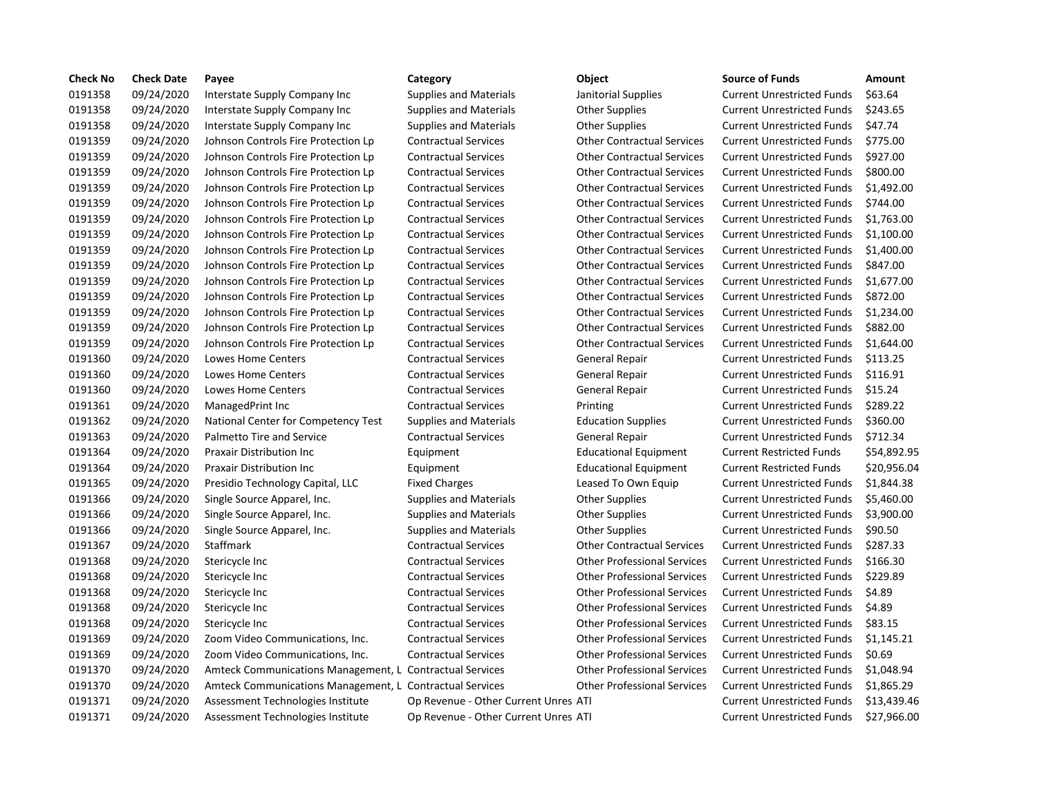| Check No | Check Date | Payee | Category | Object | Source of Funds | Amount |
|---|---|---|---|---|---|---|
| 0191358 | 09/24/2020 | Interstate Supply Company Inc | Supplies and Materials | Janitorial Supplies | Current Unrestricted Funds | $63.64 |
| 0191358 | 09/24/2020 | Interstate Supply Company Inc | Supplies and Materials | Other Supplies | Current Unrestricted Funds | $243.65 |
| 0191358 | 09/24/2020 | Interstate Supply Company Inc | Supplies and Materials | Other Supplies | Current Unrestricted Funds | $47.74 |
| 0191359 | 09/24/2020 | Johnson Controls Fire Protection Lp | Contractual Services | Other Contractual Services | Current Unrestricted Funds | $775.00 |
| 0191359 | 09/24/2020 | Johnson Controls Fire Protection Lp | Contractual Services | Other Contractual Services | Current Unrestricted Funds | $927.00 |
| 0191359 | 09/24/2020 | Johnson Controls Fire Protection Lp | Contractual Services | Other Contractual Services | Current Unrestricted Funds | $800.00 |
| 0191359 | 09/24/2020 | Johnson Controls Fire Protection Lp | Contractual Services | Other Contractual Services | Current Unrestricted Funds | $1,492.00 |
| 0191359 | 09/24/2020 | Johnson Controls Fire Protection Lp | Contractual Services | Other Contractual Services | Current Unrestricted Funds | $744.00 |
| 0191359 | 09/24/2020 | Johnson Controls Fire Protection Lp | Contractual Services | Other Contractual Services | Current Unrestricted Funds | $1,763.00 |
| 0191359 | 09/24/2020 | Johnson Controls Fire Protection Lp | Contractual Services | Other Contractual Services | Current Unrestricted Funds | $1,100.00 |
| 0191359 | 09/24/2020 | Johnson Controls Fire Protection Lp | Contractual Services | Other Contractual Services | Current Unrestricted Funds | $1,400.00 |
| 0191359 | 09/24/2020 | Johnson Controls Fire Protection Lp | Contractual Services | Other Contractual Services | Current Unrestricted Funds | $847.00 |
| 0191359 | 09/24/2020 | Johnson Controls Fire Protection Lp | Contractual Services | Other Contractual Services | Current Unrestricted Funds | $1,677.00 |
| 0191359 | 09/24/2020 | Johnson Controls Fire Protection Lp | Contractual Services | Other Contractual Services | Current Unrestricted Funds | $872.00 |
| 0191359 | 09/24/2020 | Johnson Controls Fire Protection Lp | Contractual Services | Other Contractual Services | Current Unrestricted Funds | $1,234.00 |
| 0191359 | 09/24/2020 | Johnson Controls Fire Protection Lp | Contractual Services | Other Contractual Services | Current Unrestricted Funds | $882.00 |
| 0191359 | 09/24/2020 | Johnson Controls Fire Protection Lp | Contractual Services | Other Contractual Services | Current Unrestricted Funds | $1,644.00 |
| 0191360 | 09/24/2020 | Lowes Home Centers | Contractual Services | General Repair | Current Unrestricted Funds | $113.25 |
| 0191360 | 09/24/2020 | Lowes Home Centers | Contractual Services | General Repair | Current Unrestricted Funds | $116.91 |
| 0191360 | 09/24/2020 | Lowes Home Centers | Contractual Services | General Repair | Current Unrestricted Funds | $15.24 |
| 0191361 | 09/24/2020 | ManagedPrint Inc | Contractual Services | Printing | Current Unrestricted Funds | $289.22 |
| 0191362 | 09/24/2020 | National Center for Competency Test | Supplies and Materials | Education Supplies | Current Unrestricted Funds | $360.00 |
| 0191363 | 09/24/2020 | Palmetto Tire and Service | Contractual Services | General Repair | Current Unrestricted Funds | $712.34 |
| 0191364 | 09/24/2020 | Praxair Distribution Inc | Equipment | Educational Equipment | Current Restricted Funds | $54,892.95 |
| 0191364 | 09/24/2020 | Praxair Distribution Inc | Equipment | Educational Equipment | Current Restricted Funds | $20,956.04 |
| 0191365 | 09/24/2020 | Presidio Technology Capital, LLC | Fixed Charges | Leased To Own Equip | Current Unrestricted Funds | $1,844.38 |
| 0191366 | 09/24/2020 | Single Source Apparel, Inc. | Supplies and Materials | Other Supplies | Current Unrestricted Funds | $5,460.00 |
| 0191366 | 09/24/2020 | Single Source Apparel, Inc. | Supplies and Materials | Other Supplies | Current Unrestricted Funds | $3,900.00 |
| 0191366 | 09/24/2020 | Single Source Apparel, Inc. | Supplies and Materials | Other Supplies | Current Unrestricted Funds | $90.50 |
| 0191367 | 09/24/2020 | Staffmark | Contractual Services | Other Contractual Services | Current Unrestricted Funds | $287.33 |
| 0191368 | 09/24/2020 | Stericycle Inc | Contractual Services | Other Professional Services | Current Unrestricted Funds | $166.30 |
| 0191368 | 09/24/2020 | Stericycle Inc | Contractual Services | Other Professional Services | Current Unrestricted Funds | $229.89 |
| 0191368 | 09/24/2020 | Stericycle Inc | Contractual Services | Other Professional Services | Current Unrestricted Funds | $4.89 |
| 0191368 | 09/24/2020 | Stericycle Inc | Contractual Services | Other Professional Services | Current Unrestricted Funds | $4.89 |
| 0191368 | 09/24/2020 | Stericycle Inc | Contractual Services | Other Professional Services | Current Unrestricted Funds | $83.15 |
| 0191369 | 09/24/2020 | Zoom Video Communications, Inc. | Contractual Services | Other Professional Services | Current Unrestricted Funds | $1,145.21 |
| 0191369 | 09/24/2020 | Zoom Video Communications, Inc. | Contractual Services | Other Professional Services | Current Unrestricted Funds | $0.69 |
| 0191370 | 09/24/2020 | Amteck Communications Management, L | Contractual Services | Other Professional Services | Current Unrestricted Funds | $1,048.94 |
| 0191370 | 09/24/2020 | Amteck Communications Management, L | Contractual Services | Other Professional Services | Current Unrestricted Funds | $1,865.29 |
| 0191371 | 09/24/2020 | Assessment Technologies Institute | Op Revenue - Other Current Unres | ATI | Current Unrestricted Funds | $13,439.46 |
| 0191371 | 09/24/2020 | Assessment Technologies Institute | Op Revenue - Other Current Unres | ATI | Current Unrestricted Funds | $27,966.00 |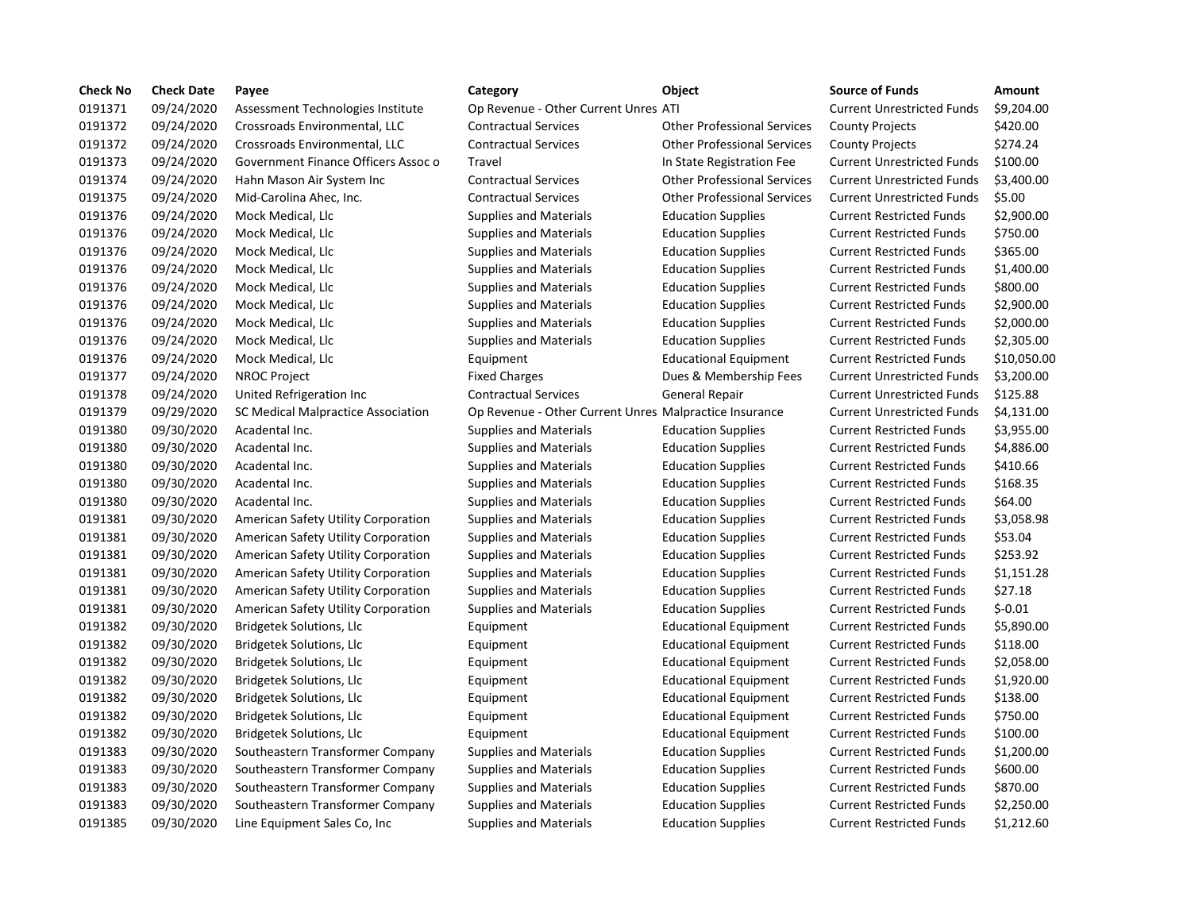| Check No | Check Date | Payee | Category | Object | Source of Funds | Amount |
|---|---|---|---|---|---|---|
| 0191371 | 09/24/2020 | Assessment Technologies Institute | Op Revenue - Other Current Unres | ATI | Current Unrestricted Funds | $9,204.00 |
| 0191372 | 09/24/2020 | Crossroads Environmental, LLC | Contractual Services | Other Professional Services | County Projects | $420.00 |
| 0191372 | 09/24/2020 | Crossroads Environmental, LLC | Contractual Services | Other Professional Services | County Projects | $274.24 |
| 0191373 | 09/24/2020 | Government Finance Officers Assoc o | Travel | In State Registration Fee | Current Unrestricted Funds | $100.00 |
| 0191374 | 09/24/2020 | Hahn Mason Air System Inc | Contractual Services | Other Professional Services | Current Unrestricted Funds | $3,400.00 |
| 0191375 | 09/24/2020 | Mid-Carolina Ahec, Inc. | Contractual Services | Other Professional Services | Current Unrestricted Funds | $5.00 |
| 0191376 | 09/24/2020 | Mock Medical, Llc | Supplies and Materials | Education Supplies | Current Restricted Funds | $2,900.00 |
| 0191376 | 09/24/2020 | Mock Medical, Llc | Supplies and Materials | Education Supplies | Current Restricted Funds | $750.00 |
| 0191376 | 09/24/2020 | Mock Medical, Llc | Supplies and Materials | Education Supplies | Current Restricted Funds | $365.00 |
| 0191376 | 09/24/2020 | Mock Medical, Llc | Supplies and Materials | Education Supplies | Current Restricted Funds | $1,400.00 |
| 0191376 | 09/24/2020 | Mock Medical, Llc | Supplies and Materials | Education Supplies | Current Restricted Funds | $800.00 |
| 0191376 | 09/24/2020 | Mock Medical, Llc | Supplies and Materials | Education Supplies | Current Restricted Funds | $2,900.00 |
| 0191376 | 09/24/2020 | Mock Medical, Llc | Supplies and Materials | Education Supplies | Current Restricted Funds | $2,000.00 |
| 0191376 | 09/24/2020 | Mock Medical, Llc | Supplies and Materials | Education Supplies | Current Restricted Funds | $2,305.00 |
| 0191376 | 09/24/2020 | Mock Medical, Llc | Equipment | Educational Equipment | Current Restricted Funds | $10,050.00 |
| 0191377 | 09/24/2020 | NROC Project | Fixed Charges | Dues & Membership Fees | Current Unrestricted Funds | $3,200.00 |
| 0191378 | 09/24/2020 | United Refrigeration Inc | Contractual Services | General Repair | Current Unrestricted Funds | $125.88 |
| 0191379 | 09/29/2020 | SC Medical Malpractice Association | Op Revenue - Other Current Unres | Malpractice Insurance | Current Unrestricted Funds | $4,131.00 |
| 0191380 | 09/30/2020 | Acadental Inc. | Supplies and Materials | Education Supplies | Current Restricted Funds | $3,955.00 |
| 0191380 | 09/30/2020 | Acadental Inc. | Supplies and Materials | Education Supplies | Current Restricted Funds | $4,886.00 |
| 0191380 | 09/30/2020 | Acadental Inc. | Supplies and Materials | Education Supplies | Current Restricted Funds | $410.66 |
| 0191380 | 09/30/2020 | Acadental Inc. | Supplies and Materials | Education Supplies | Current Restricted Funds | $168.35 |
| 0191380 | 09/30/2020 | Acadental Inc. | Supplies and Materials | Education Supplies | Current Restricted Funds | $64.00 |
| 0191381 | 09/30/2020 | American Safety Utility Corporation | Supplies and Materials | Education Supplies | Current Restricted Funds | $3,058.98 |
| 0191381 | 09/30/2020 | American Safety Utility Corporation | Supplies and Materials | Education Supplies | Current Restricted Funds | $53.04 |
| 0191381 | 09/30/2020 | American Safety Utility Corporation | Supplies and Materials | Education Supplies | Current Restricted Funds | $253.92 |
| 0191381 | 09/30/2020 | American Safety Utility Corporation | Supplies and Materials | Education Supplies | Current Restricted Funds | $1,151.28 |
| 0191381 | 09/30/2020 | American Safety Utility Corporation | Supplies and Materials | Education Supplies | Current Restricted Funds | $27.18 |
| 0191381 | 09/30/2020 | American Safety Utility Corporation | Supplies and Materials | Education Supplies | Current Restricted Funds | $-0.01 |
| 0191382 | 09/30/2020 | Bridgetek Solutions, Llc | Equipment | Educational Equipment | Current Restricted Funds | $5,890.00 |
| 0191382 | 09/30/2020 | Bridgetek Solutions, Llc | Equipment | Educational Equipment | Current Restricted Funds | $118.00 |
| 0191382 | 09/30/2020 | Bridgetek Solutions, Llc | Equipment | Educational Equipment | Current Restricted Funds | $2,058.00 |
| 0191382 | 09/30/2020 | Bridgetek Solutions, Llc | Equipment | Educational Equipment | Current Restricted Funds | $1,920.00 |
| 0191382 | 09/30/2020 | Bridgetek Solutions, Llc | Equipment | Educational Equipment | Current Restricted Funds | $138.00 |
| 0191382 | 09/30/2020 | Bridgetek Solutions, Llc | Equipment | Educational Equipment | Current Restricted Funds | $750.00 |
| 0191382 | 09/30/2020 | Bridgetek Solutions, Llc | Equipment | Educational Equipment | Current Restricted Funds | $100.00 |
| 0191383 | 09/30/2020 | Southeastern Transformer Company | Supplies and Materials | Education Supplies | Current Restricted Funds | $1,200.00 |
| 0191383 | 09/30/2020 | Southeastern Transformer Company | Supplies and Materials | Education Supplies | Current Restricted Funds | $600.00 |
| 0191383 | 09/30/2020 | Southeastern Transformer Company | Supplies and Materials | Education Supplies | Current Restricted Funds | $870.00 |
| 0191383 | 09/30/2020 | Southeastern Transformer Company | Supplies and Materials | Education Supplies | Current Restricted Funds | $2,250.00 |
| 0191385 | 09/30/2020 | Line Equipment Sales Co, Inc | Supplies and Materials | Education Supplies | Current Restricted Funds | $1,212.60 |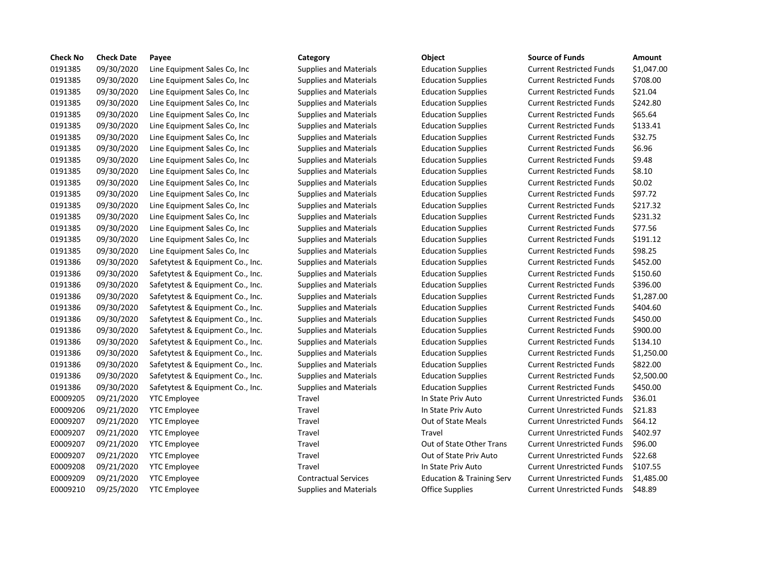| Check No | Check Date | Payee | Category | Object | Source of Funds | Amount |
|---|---|---|---|---|---|---|
| 0191385 | 09/30/2020 | Line Equipment Sales Co, Inc | Supplies and Materials | Education Supplies | Current Restricted Funds | $1,047.00 |
| 0191385 | 09/30/2020 | Line Equipment Sales Co, Inc | Supplies and Materials | Education Supplies | Current Restricted Funds | $708.00 |
| 0191385 | 09/30/2020 | Line Equipment Sales Co, Inc | Supplies and Materials | Education Supplies | Current Restricted Funds | $21.04 |
| 0191385 | 09/30/2020 | Line Equipment Sales Co, Inc | Supplies and Materials | Education Supplies | Current Restricted Funds | $242.80 |
| 0191385 | 09/30/2020 | Line Equipment Sales Co, Inc | Supplies and Materials | Education Supplies | Current Restricted Funds | $65.64 |
| 0191385 | 09/30/2020 | Line Equipment Sales Co, Inc | Supplies and Materials | Education Supplies | Current Restricted Funds | $133.41 |
| 0191385 | 09/30/2020 | Line Equipment Sales Co, Inc | Supplies and Materials | Education Supplies | Current Restricted Funds | $32.75 |
| 0191385 | 09/30/2020 | Line Equipment Sales Co, Inc | Supplies and Materials | Education Supplies | Current Restricted Funds | $6.96 |
| 0191385 | 09/30/2020 | Line Equipment Sales Co, Inc | Supplies and Materials | Education Supplies | Current Restricted Funds | $9.48 |
| 0191385 | 09/30/2020 | Line Equipment Sales Co, Inc | Supplies and Materials | Education Supplies | Current Restricted Funds | $8.10 |
| 0191385 | 09/30/2020 | Line Equipment Sales Co, Inc | Supplies and Materials | Education Supplies | Current Restricted Funds | $0.02 |
| 0191385 | 09/30/2020 | Line Equipment Sales Co, Inc | Supplies and Materials | Education Supplies | Current Restricted Funds | $97.72 |
| 0191385 | 09/30/2020 | Line Equipment Sales Co, Inc | Supplies and Materials | Education Supplies | Current Restricted Funds | $217.32 |
| 0191385 | 09/30/2020 | Line Equipment Sales Co, Inc | Supplies and Materials | Education Supplies | Current Restricted Funds | $231.32 |
| 0191385 | 09/30/2020 | Line Equipment Sales Co, Inc | Supplies and Materials | Education Supplies | Current Restricted Funds | $77.56 |
| 0191385 | 09/30/2020 | Line Equipment Sales Co, Inc | Supplies and Materials | Education Supplies | Current Restricted Funds | $191.12 |
| 0191385 | 09/30/2020 | Line Equipment Sales Co, Inc | Supplies and Materials | Education Supplies | Current Restricted Funds | $98.25 |
| 0191386 | 09/30/2020 | Safetytest & Equipment Co., Inc. | Supplies and Materials | Education Supplies | Current Restricted Funds | $452.00 |
| 0191386 | 09/30/2020 | Safetytest & Equipment Co., Inc. | Supplies and Materials | Education Supplies | Current Restricted Funds | $150.60 |
| 0191386 | 09/30/2020 | Safetytest & Equipment Co., Inc. | Supplies and Materials | Education Supplies | Current Restricted Funds | $396.00 |
| 0191386 | 09/30/2020 | Safetytest & Equipment Co., Inc. | Supplies and Materials | Education Supplies | Current Restricted Funds | $1,287.00 |
| 0191386 | 09/30/2020 | Safetytest & Equipment Co., Inc. | Supplies and Materials | Education Supplies | Current Restricted Funds | $404.60 |
| 0191386 | 09/30/2020 | Safetytest & Equipment Co., Inc. | Supplies and Materials | Education Supplies | Current Restricted Funds | $450.00 |
| 0191386 | 09/30/2020 | Safetytest & Equipment Co., Inc. | Supplies and Materials | Education Supplies | Current Restricted Funds | $900.00 |
| 0191386 | 09/30/2020 | Safetytest & Equipment Co., Inc. | Supplies and Materials | Education Supplies | Current Restricted Funds | $134.10 |
| 0191386 | 09/30/2020 | Safetytest & Equipment Co., Inc. | Supplies and Materials | Education Supplies | Current Restricted Funds | $1,250.00 |
| 0191386 | 09/30/2020 | Safetytest & Equipment Co., Inc. | Supplies and Materials | Education Supplies | Current Restricted Funds | $822.00 |
| 0191386 | 09/30/2020 | Safetytest & Equipment Co., Inc. | Supplies and Materials | Education Supplies | Current Restricted Funds | $2,500.00 |
| 0191386 | 09/30/2020 | Safetytest & Equipment Co., Inc. | Supplies and Materials | Education Supplies | Current Restricted Funds | $450.00 |
| E0009205 | 09/21/2020 | YTC Employee | Travel | In State Priv Auto | Current Unrestricted Funds | $36.01 |
| E0009206 | 09/21/2020 | YTC Employee | Travel | In State Priv Auto | Current Unrestricted Funds | $21.83 |
| E0009207 | 09/21/2020 | YTC Employee | Travel | Out of State Meals | Current Unrestricted Funds | $64.12 |
| E0009207 | 09/21/2020 | YTC Employee | Travel | Travel | Current Unrestricted Funds | $402.97 |
| E0009207 | 09/21/2020 | YTC Employee | Travel | Out of State Other Trans | Current Unrestricted Funds | $96.00 |
| E0009207 | 09/21/2020 | YTC Employee | Travel | Out of State Priv Auto | Current Unrestricted Funds | $22.68 |
| E0009208 | 09/21/2020 | YTC Employee | Travel | In State Priv Auto | Current Unrestricted Funds | $107.55 |
| E0009209 | 09/21/2020 | YTC Employee | Contractual Services | Education & Training Serv | Current Unrestricted Funds | $1,485.00 |
| E0009210 | 09/25/2020 | YTC Employee | Supplies and Materials | Office Supplies | Current Unrestricted Funds | $48.89 |